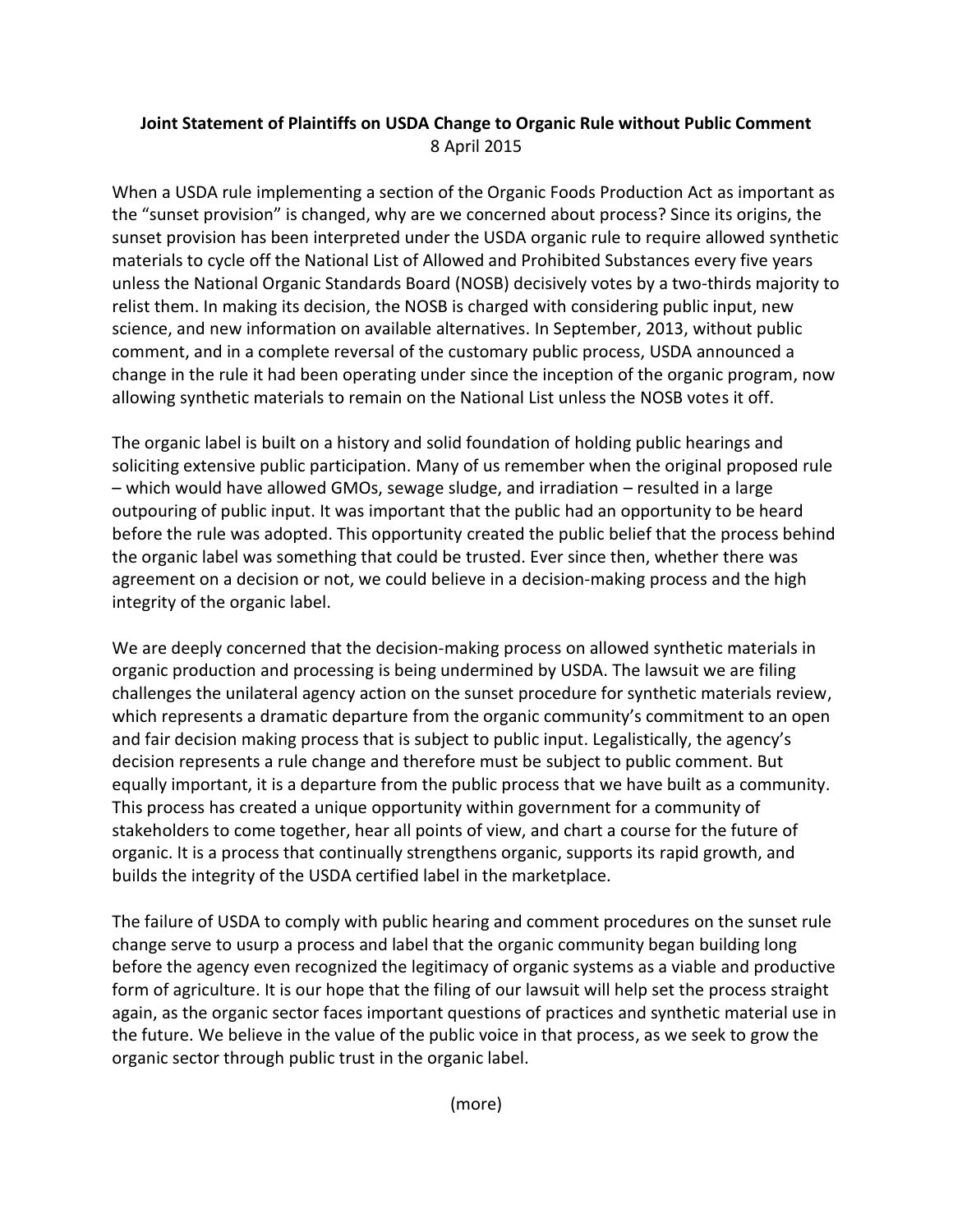**Joint Statement of Plaintiffs on USDA Change to Organic Rule without Public Comment**

8 April 2015

When a USDA rule implementing a section of the Organic Foods Production Act as important as the "sunset provision" is changed, why are we concerned about process? Since its origins, the sunset provision has been interpreted under the USDA organic rule to require allowed synthetic materials to cycle off the National List of Allowed and Prohibited Substances every five years unless the National Organic Standards Board (NOSB) decisively votes by a two-thirds majority to relist them. In making its decision, the NOSB is charged with considering public input, new science, and new information on available alternatives. In September, 2013, without public comment, and in a complete reversal of the customary public process, USDA announced a change in the rule it had been operating under since the inception of the organic program, now allowing synthetic materials to remain on the National List unless the NOSB votes it off.

The organic label is built on a history and solid foundation of holding public hearings and soliciting extensive public participation. Many of us remember when the original proposed rule – which would have allowed GMOs, sewage sludge, and irradiation – resulted in a large outpouring of public input. It was important that the public had an opportunity to be heard before the rule was adopted. This opportunity created the public belief that the process behind the organic label was something that could be trusted. Ever since then, whether there was agreement on a decision or not, we could believe in a decision-making process and the high integrity of the organic label.

We are deeply concerned that the decision-making process on allowed synthetic materials in organic production and processing is being undermined by USDA. The lawsuit we are filing challenges the unilateral agency action on the sunset procedure for synthetic materials review, which represents a dramatic departure from the organic community's commitment to an open and fair decision making process that is subject to public input. Legalistically, the agency's decision represents a rule change and therefore must be subject to public comment. But equally important, it is a departure from the public process that we have built as a community. This process has created a unique opportunity within government for a community of stakeholders to come together, hear all points of view, and chart a course for the future of organic. It is a process that continually strengthens organic, supports its rapid growth, and builds the integrity of the USDA certified label in the marketplace.

The failure of USDA to comply with public hearing and comment procedures on the sunset rule change serve to usurp a process and label that the organic community began building long before the agency even recognized the legitimacy of organic systems as a viable and productive form of agriculture. It is our hope that the filing of our lawsuit will help set the process straight again, as the organic sector faces important questions of practices and synthetic material use in the future. We believe in the value of the public voice in that process, as we seek to grow the organic sector through public trust in the organic label.

(more)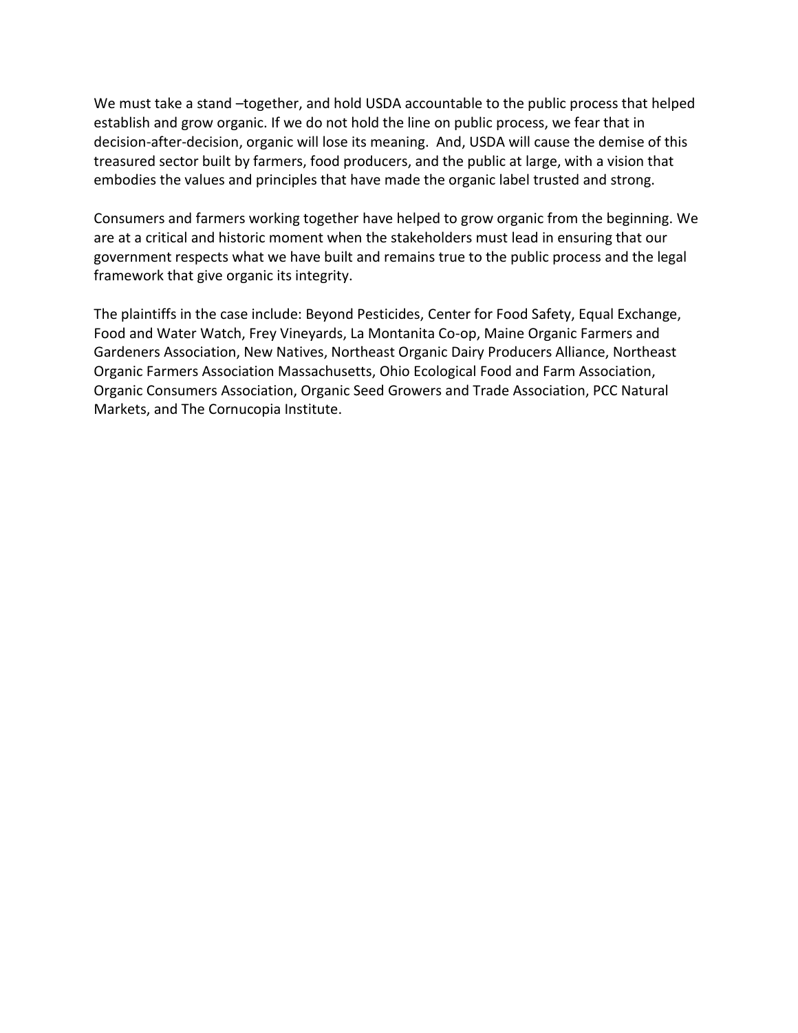We must take a stand –together, and hold USDA accountable to the public process that helped establish and grow organic. If we do not hold the line on public process, we fear that in decision-after-decision, organic will lose its meaning. And, USDA will cause the demise of this treasured sector built by farmers, food producers, and the public at large, with a vision that embodies the values and principles that have made the organic label trusted and strong.

Consumers and farmers working together have helped to grow organic from the beginning. We are at a critical and historic moment when the stakeholders must lead in ensuring that our government respects what we have built and remains true to the public process and the legal framework that give organic its integrity.

The plaintiffs in the case include: Beyond Pesticides, Center for Food Safety, Equal Exchange, Food and Water Watch, Frey Vineyards, La Montanita Co-op, Maine Organic Farmers and Gardeners Association, New Natives, Northeast Organic Dairy Producers Alliance, Northeast Organic Farmers Association Massachusetts, Ohio Ecological Food and Farm Association, Organic Consumers Association, Organic Seed Growers and Trade Association, PCC Natural Markets, and The Cornucopia Institute.